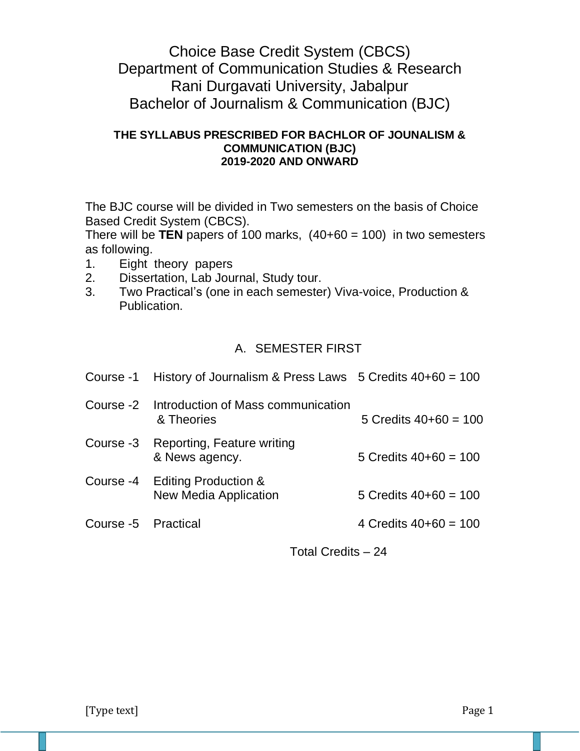# Choice Base Credit System (CBCS)
# Department of Communication Studies & Research
# Rani Durgavati University, Jabalpur
# Bachelor of Journalism & Communication (BJC)

**THE SYLLABUS PRESCRIBED FOR BACHLOR OF JOUNALISM & COMMUNICATION (BJC)**
**2019-2020 AND ONWARD**

The BJC course will be divided in Two semesters on the basis of Choice Based Credit System (CBCS).
There will be **TEN** papers of 100 marks, (40+60 = 100) in two semesters as following.

1. Eight theory papers
2. Dissertation, Lab Journal, Study tour.
3. Two Practical's (one in each semester) Viva-voice, Production & Publication.

## A. SEMESTER FIRST

| Course | Title | Credits |
|---|---|---|
| Course -1 | History of Journalism & Press Laws | 5 Credits 40+60 = 100 |
| Course -2 | Introduction of Mass communication & Theories | 5 Credits 40+60 = 100 |
| Course -3 | Reporting, Feature writing & News agency. | 5 Credits 40+60 = 100 |
| Course -4 | Editing Production & New Media Application | 5 Credits 40+60 = 100 |
| Course -5 | Practical | 4 Credits 40+60 = 100 |

Total Credits – 24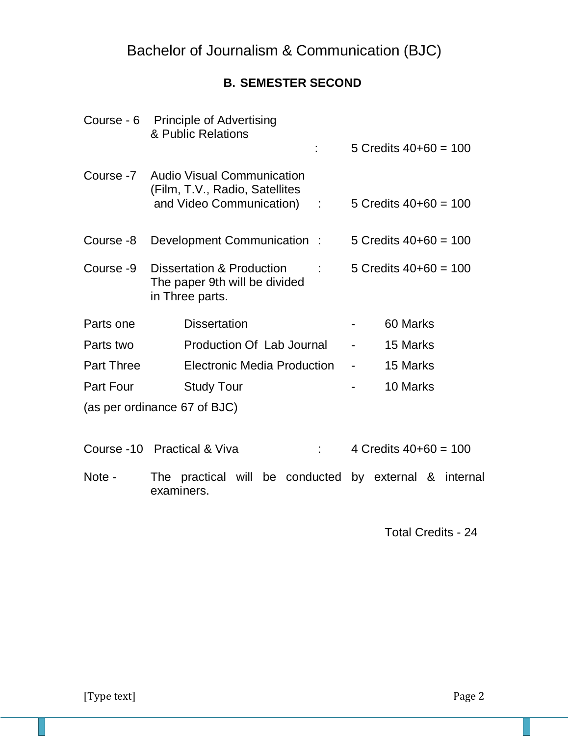# Bachelor of Journalism & Communication (BJC)

## B. SEMESTER SECOND

| | | | |
|---|---|---|---|
| Course - 6 | Principle of Advertising & Public Relations | : | 5 Credits 40+60 = 100 |
| Course -7 | Audio Visual Communication (Film, T.V., Radio, Satellites and Video Communication) | : | 5 Credits 40+60 = 100 |
| Course -8 | Development Communication | : | 5 Credits 40+60 = 100 |
| Course -9 | Dissertation & Production The paper 9th will be divided in Three parts. | : | 5 Credits 40+60 = 100 |

| | | | |
|---|---|---|---|
| Parts one | Dissertation | - | 60 Marks |
| Parts two | Production Of Lab Journal | - | 15 Marks |
| Part Three | Electronic Media Production | - | 15 Marks |
| Part Four | Study Tour | - | 10 Marks |

(as per ordinance 67 of BJC)

| | | | |
|---|---|---|---|
| Course -10 | Practical & Viva | : | 4 Credits 40+60 = 100 |

Note - The practical will be conducted by external & internal examiners.

Total Credits - 24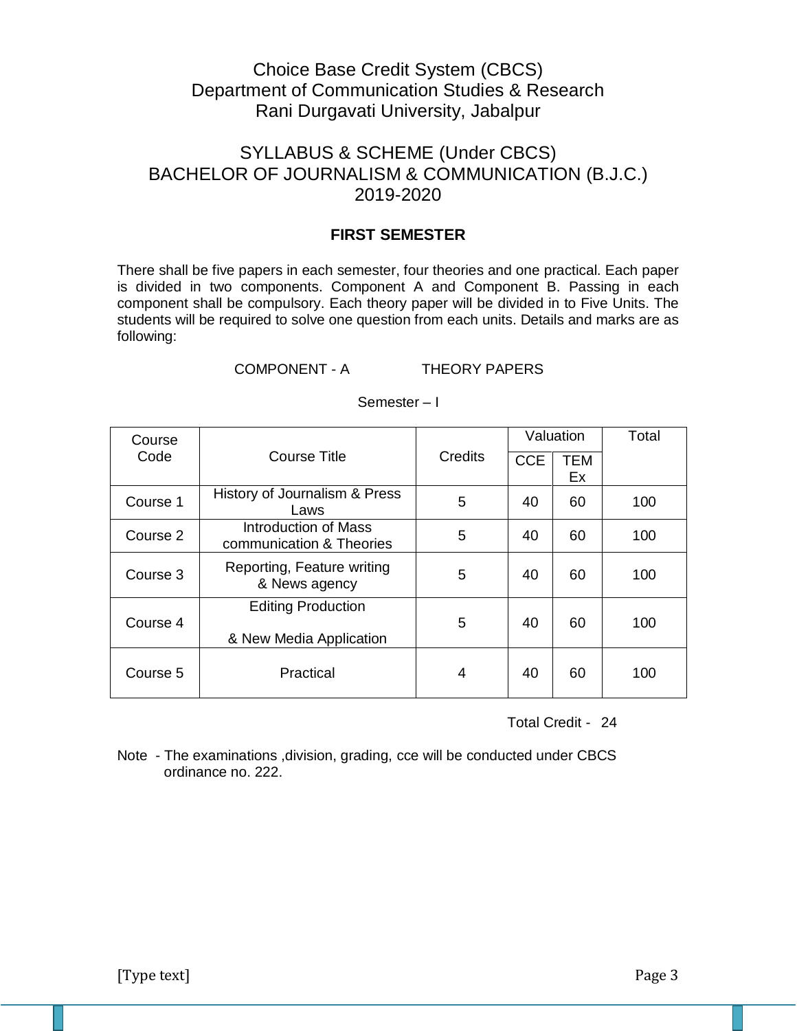# Choice Base Credit System (CBCS)
# Department of Communication Studies & Research
# Rani Durgavati University, Jabalpur

## SYLLABUS & SCHEME (Under CBCS)
## BACHELOR OF JOURNALISM & COMMUNICATION (B.J.C.)
## 2019-2020

### FIRST SEMESTER

There shall be five papers in each semester, four theories and one practical. Each paper is divided in two components. Component A and Component B. Passing in each component shall be compulsory. Each theory paper will be divided in to Five Units. The students will be required to solve one question from each units. Details and marks are as following:

COMPONENT - A THEORY PAPERS

Semester – I

| Course Code | Course Title | Credits | Valuation | | Total |
|---|---|---|---|---|---|
| | | | CCE | TEM Ex | |
| Course 1 | History of Journalism & Press Laws | 5 | 40 | 60 | 100 |
| Course 2 | Introduction of Mass communication & Theories | 5 | 40 | 60 | 100 |
| Course 3 | Reporting, Feature writing & News agency | 5 | 40 | 60 | 100 |
| Course 4 | Editing Production & New Media Application | 5 | 40 | 60 | 100 |
| Course 5 | Practical | 4 | 40 | 60 | 100 |

Total Credit - 24

Note - The examinations ,division, grading, cce will be conducted under CBCS ordinance no. 222.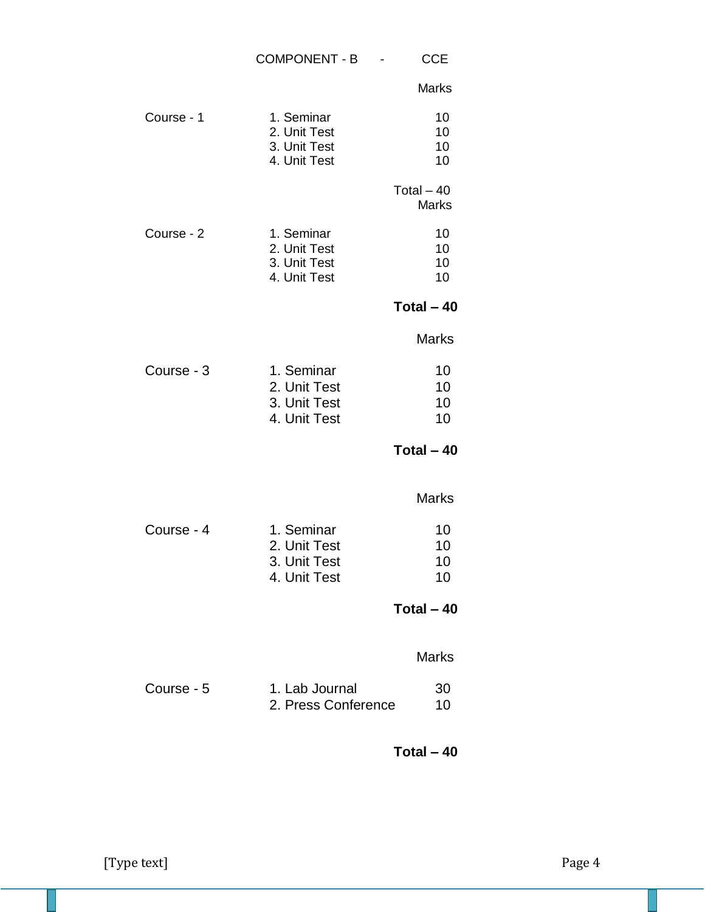## COMPONENT - B - CCE

| | | Marks |
|---|---|---|
| Course - 1 | 1. Seminar | 10 |
| | 2. Unit Test | 10 |
| | 3. Unit Test | 10 |
| | 4. Unit Test | 10 |
| | | Total – 40 |

| | | Marks |
|---|---|---|
| Course - 2 | 1. Seminar | 10 |
| | 2. Unit Test | 10 |
| | 3. Unit Test | 10 |
| | 4. Unit Test | 10 |
| | | **Total – 40** |

| | | Marks |
|---|---|---|
| Course - 3 | 1. Seminar | 10 |
| | 2. Unit Test | 10 |
| | 3. Unit Test | 10 |
| | 4. Unit Test | 10 |
| | | **Total – 40** |

| | | Marks |
|---|---|---|
| Course - 4 | 1. Seminar | 10 |
| | 2. Unit Test | 10 |
| | 3. Unit Test | 10 |
| | 4. Unit Test | 10 |
| | | **Total – 40** |

| | | Marks |
|---|---|---|
| Course - 5 | 1. Lab Journal | 30 |
| | 2. Press Conference | 10 |
| | | **Total – 40** |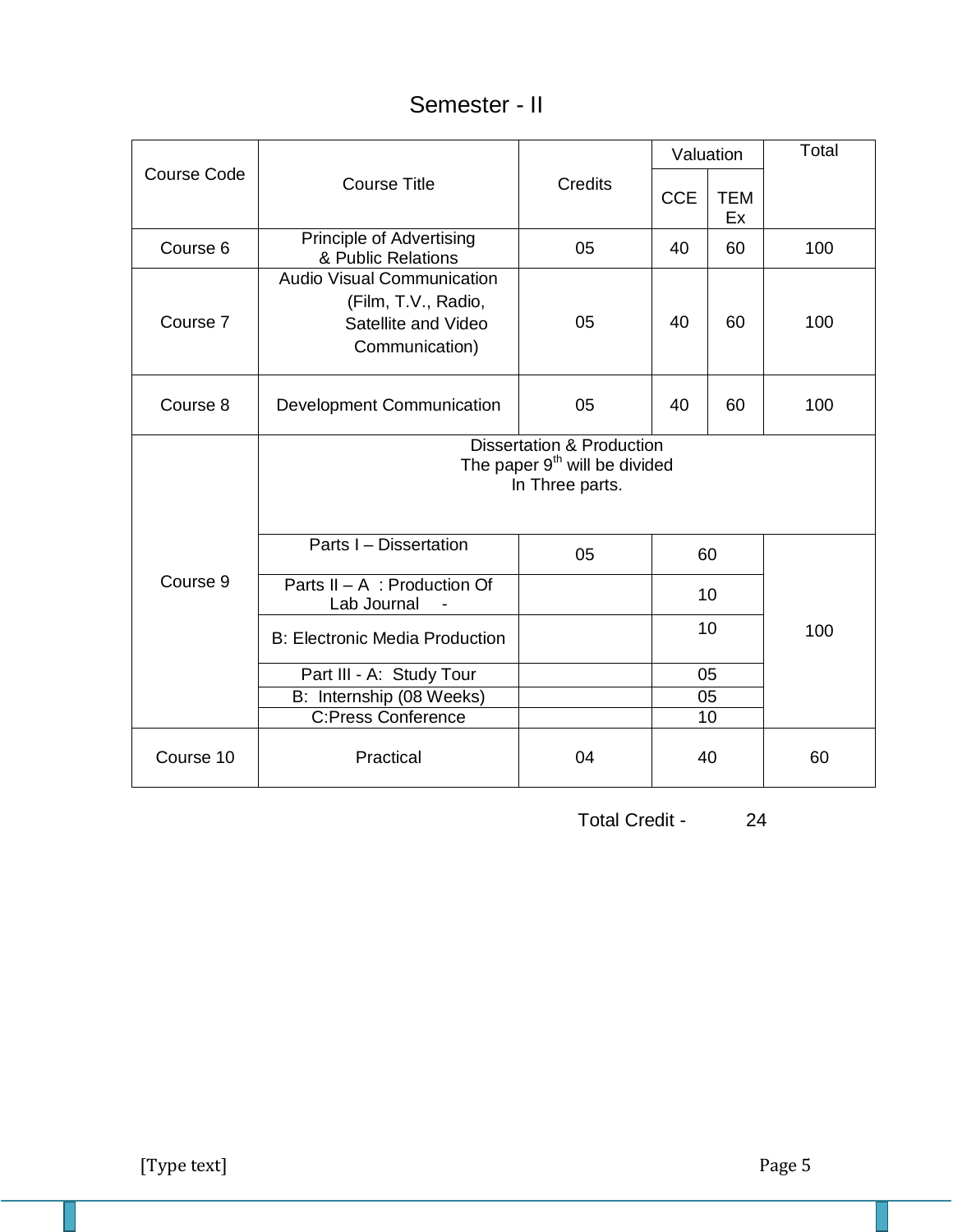# Semester - II

| Course Code | Course Title | Credits | Valuation | | Total |
|---|---|---|---|---|---|
| | | | CCE | TEM Ex | |
| Course 6 | Principle of Advertising & Public Relations | 05 | 40 | 60 | 100 |
| Course 7 | Audio Visual Communication (Film, T.V., Radio, Satellite and Video Communication) | 05 | 40 | 60 | 100 |
| Course 8 | Development Communication | 05 | 40 | 60 | 100 |
| Course 9 | Dissertation & Production The paper 9th will be divided In Three parts. | | | | |
| | Parts I – Dissertation | 05 | 60 | | 100 |
| | Parts II – A : Production Of Lab Journal - | | 10 | | |
| | B: Electronic Media Production | | 10 | | |
| | Part III - A: Study Tour | | 05 | | |
| | B: Internship (08 Weeks) | | 05 | | |
| | C:Press Conference | | 10 | | |
| Course 10 | Practical | 04 | 40 | | 60 |

Total Credit - 24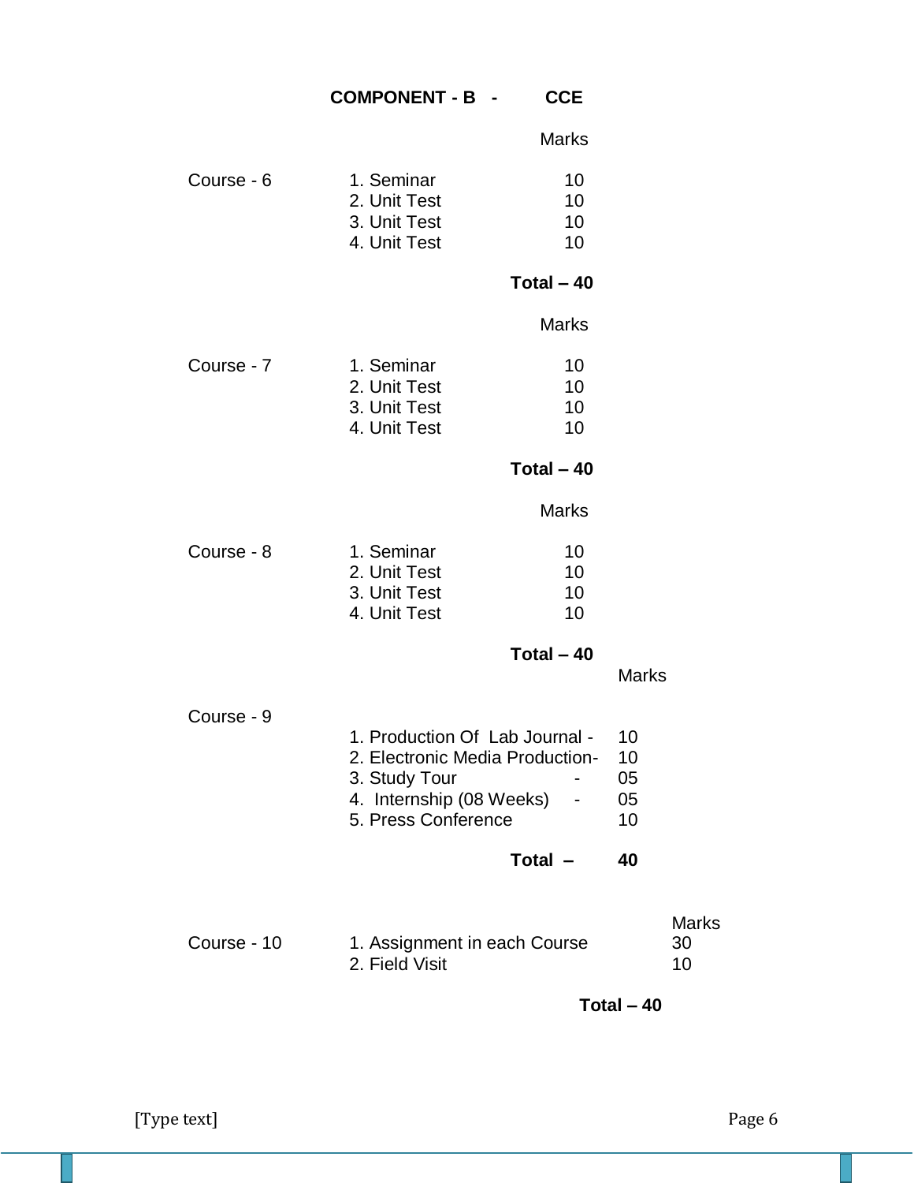## COMPONENT - B - CCE

| Course | Component | Marks |
|---|---|---|
| Course - 6 | 1. Seminar | 10 |
| | 2. Unit Test | 10 |
| | 3. Unit Test | 10 |
| | 4. Unit Test | 10 |
| | **Total** | **40** |

| Course | Component | Marks |
|---|---|---|
| Course - 7 | 1. Seminar | 10 |
| | 2. Unit Test | 10 |
| | 3. Unit Test | 10 |
| | 4. Unit Test | 10 |
| | **Total** | **40** |

| Course | Component | Marks |
|---|---|---|
| Course - 8 | 1. Seminar | 10 |
| | 2. Unit Test | 10 |
| | 3. Unit Test | 10 |
| | 4. Unit Test | 10 |
| | **Total** | **40** |

| Course | Component | Marks |
|---|---|---|
| Course - 9 | 1. Production Of Lab Journal - | 10 |
| | 2. Electronic Media Production- | 10 |
| | 3. Study Tour - | 05 |
| | 4. Internship (08 Weeks) - | 05 |
| | 5. Press Conference | 10 |
| | **Total –** | **40** |

| Course | Component | Marks |
|---|---|---|
| Course - 10 | 1. Assignment in each Course | 30 |
| | 2. Field Visit | 10 |
| | **Total** | **40** |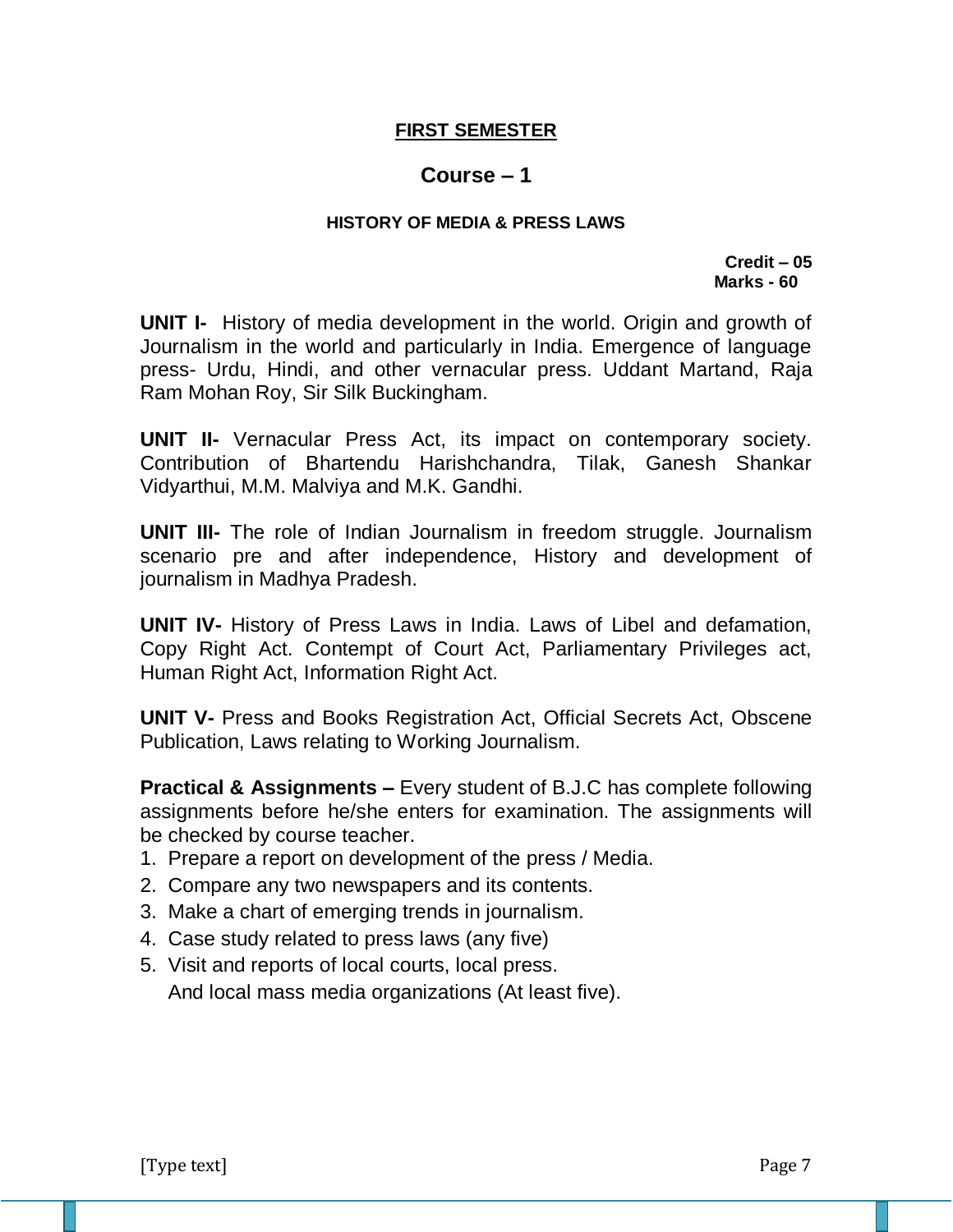## FIRST SEMESTER

# Course – 1

### HISTORY OF MEDIA & PRESS LAWS

**Credit – 05**
**Marks - 60**

**UNIT I-** History of media development in the world. Origin and growth of Journalism in the world and particularly in India. Emergence of language press- Urdu, Hindi, and other vernacular press. Uddant Martand, Raja Ram Mohan Roy, Sir Silk Buckingham.

**UNIT II-** Vernacular Press Act, its impact on contemporary society. Contribution of Bhartendu Harishchandra, Tilak, Ganesh Shankar Vidyarthui, M.M. Malviya and M.K. Gandhi.

**UNIT III-** The role of Indian Journalism in freedom struggle. Journalism scenario pre and after independence, History and development of journalism in Madhya Pradesh.

**UNIT IV-** History of Press Laws in India. Laws of Libel and defamation, Copy Right Act. Contempt of Court Act, Parliamentary Privileges act, Human Right Act, Information Right Act.

**UNIT V-** Press and Books Registration Act, Official Secrets Act, Obscene Publication, Laws relating to Working Journalism.

**Practical & Assignments –** Every student of B.J.C has complete following assignments before he/she enters for examination. The assignments will be checked by course teacher.

1. Prepare a report on development of the press / Media.
2. Compare any two newspapers and its contents.
3. Make a chart of emerging trends in journalism.
4. Case study related to press laws (any five)
5. Visit and reports of local courts, local press.
   And local mass media organizations (At least five).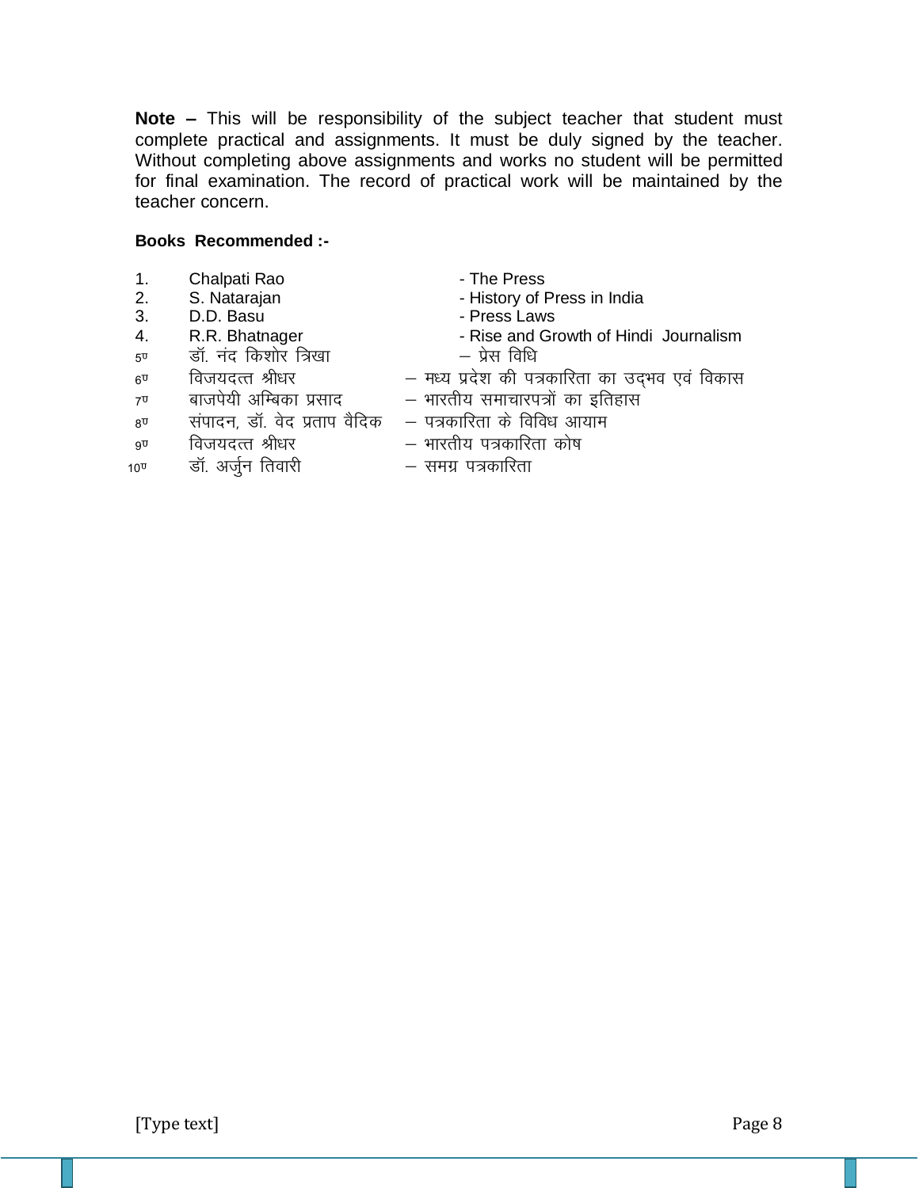**Note –** This will be responsibility of the subject teacher that student must complete practical and assignments. It must be duly signed by the teacher. Without completing above assignments and works no student will be permitted for final examination. The record of practical work will be maintained by the teacher concern.

**Books Recommended :-**

1. Chalpati Rao - The Press
2. S. Natarajan - History of Press in India
3. D.D. Basu - Press Laws
4. R.R. Bhatnager - Rise and Growth of Hindi Journalism
5. डॉ. नंद किशोर त्रिखा – प्रेस विधि
6. विजयदत्त श्रीधर – मध्य प्रदेश की पत्रकारिता का उद्भव एवं विकास
7. बाजपेयी अम्बिका प्रसाद – भारतीय समाचारपत्रों का इतिहास
8. संपादन, डॉ. वेद प्रताप वैदिक – पत्रकारिता के विविध आयाम
9. विजयदत्त श्रीधर – भारतीय पत्रकारिता कोष
10. डॉ. अर्जुन तिवारी – समग्र पत्रकारिता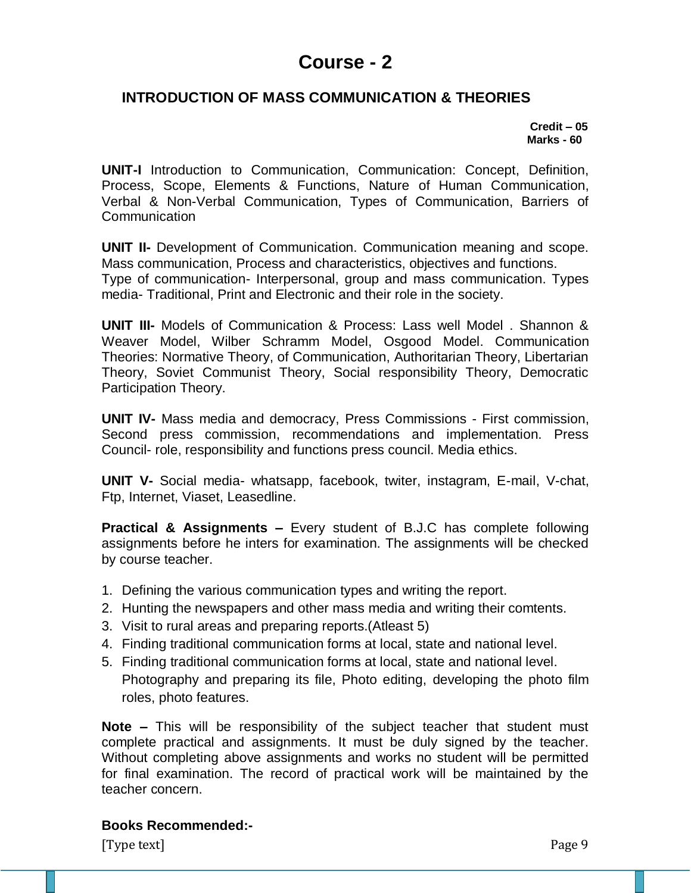# Course - 2

## INTRODUCTION OF MASS COMMUNICATION & THEORIES

**Credit – 05**
**Marks - 60**

**UNIT-I** Introduction to Communication, Communication: Concept, Definition, Process, Scope, Elements & Functions, Nature of Human Communication, Verbal & Non-Verbal Communication, Types of Communication, Barriers of Communication

**UNIT II-** Development of Communication. Communication meaning and scope. Mass communication, Process and characteristics, objectives and functions. Type of communication- Interpersonal, group and mass communication. Types media- Traditional, Print and Electronic and their role in the society.

**UNIT III-** Models of Communication & Process: Lass well Model . Shannon & Weaver Model, Wilber Schramm Model, Osgood Model. Communication Theories: Normative Theory, of Communication, Authoritarian Theory, Libertarian Theory, Soviet Communist Theory, Social responsibility Theory, Democratic Participation Theory.

**UNIT IV-** Mass media and democracy, Press Commissions - First commission, Second press commission, recommendations and implementation. Press Council- role, responsibility and functions press council. Media ethics.

**UNIT V-** Social media- whatsapp, facebook, twiter, instagram, E-mail, V-chat, Ftp, Internet, Viaset, Leasedline.

**Practical & Assignments –** Every student of B.J.C has complete following assignments before he inters for examination. The assignments will be checked by course teacher.

1. Defining the various communication types and writing the report.
2. Hunting the newspapers and other mass media and writing their comtents.
3. Visit to rural areas and preparing reports.(Atleast 5)
4. Finding traditional communication forms at local, state and national level.
5. Finding traditional communication forms at local, state and national level. Photography and preparing its file, Photo editing, developing the photo film roles, photo features.

**Note –** This will be responsibility of the subject teacher that student must complete practical and assignments. It must be duly signed by the teacher. Without completing above assignments and works no student will be permitted for final examination. The record of practical work will be maintained by the teacher concern.

**Books Recommended:-**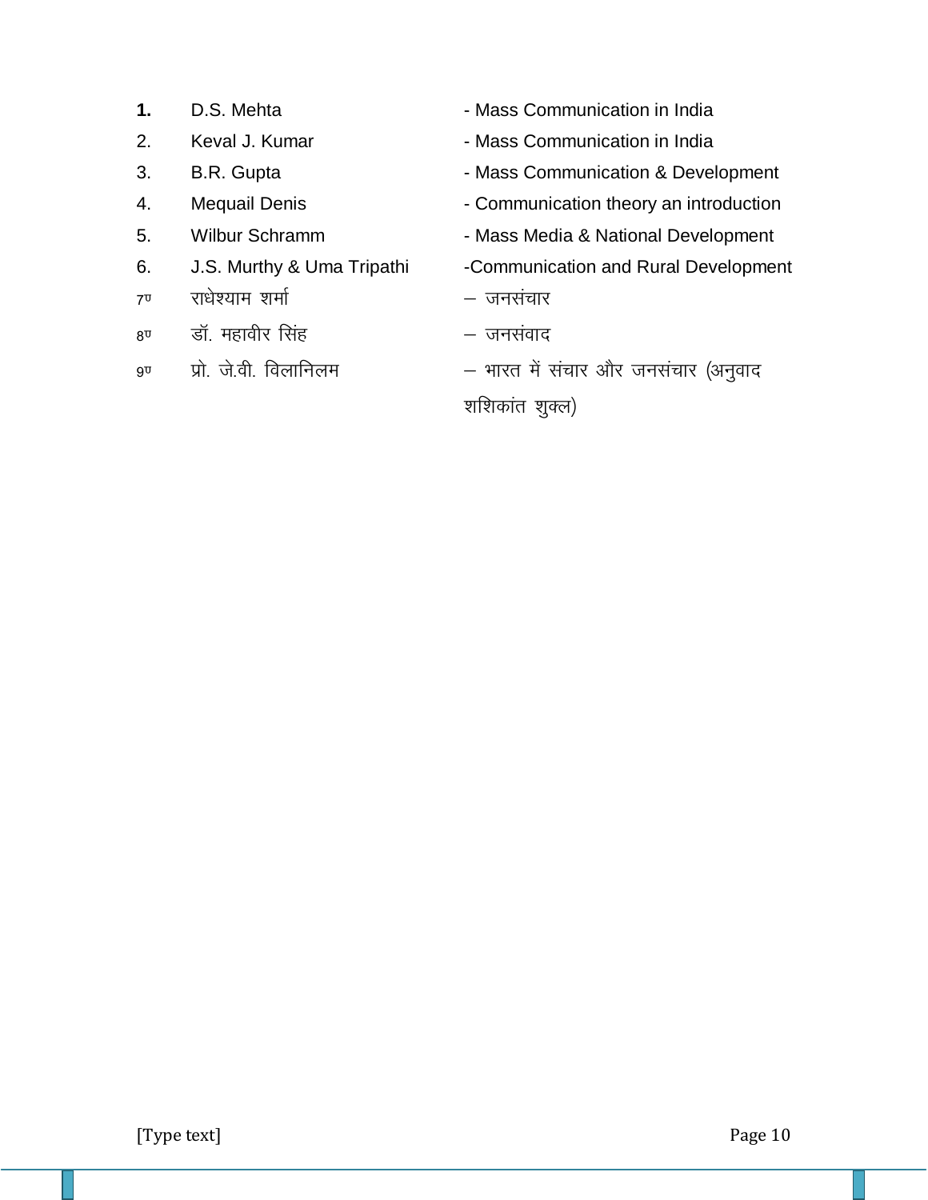1. D.S. Mehta - Mass Communication in India
2. Keval J. Kumar - Mass Communication in India
3. B.R. Gupta - Mass Communication & Development
4. Mequail Denis - Communication theory an introduction
5. Wilbur Schramm - Mass Media & National Development
6. J.S. Murthy & Uma Tripathi -Communication and Rural Development
7. राधेश्याम शर्मा – जनसंचार
8. डॉ. महावीर सिंह – जनसंवाद
9. प्रो. जे.वी. विलानिलम – भारत में संचार और जनसंचार (अनुवाद शशिकांत शुक्ल)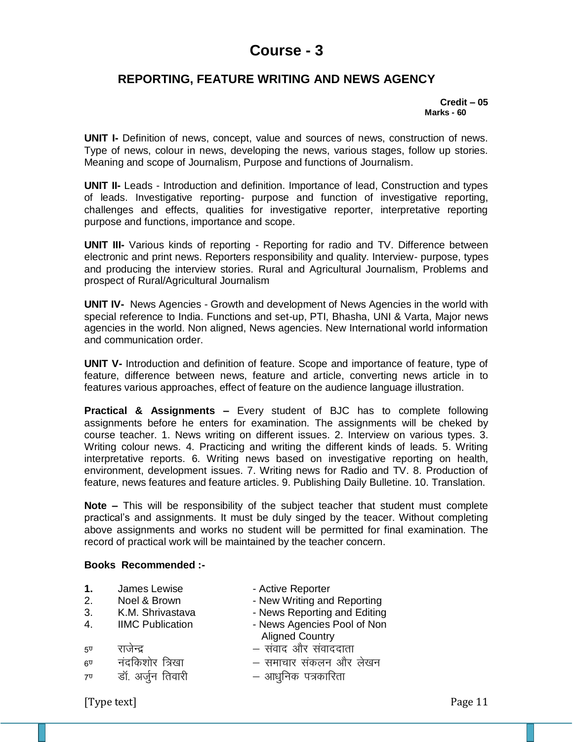# Course - 3

## REPORTING, FEATURE WRITING AND NEWS AGENCY

**Credit – 05**
**Marks - 60**

**UNIT I-** Definition of news, concept, value and sources of news, construction of news. Type of news, colour in news, developing the news, various stages, follow up stories. Meaning and scope of Journalism, Purpose and functions of Journalism.

**UNIT II-** Leads - Introduction and definition. Importance of lead, Construction and types of leads. Investigative reporting- purpose and function of investigative reporting, challenges and effects, qualities for investigative reporter, interpretative reporting purpose and functions, importance and scope.

**UNIT III-** Various kinds of reporting - Reporting for radio and TV. Difference between electronic and print news. Reporters responsibility and quality. Interview- purpose, types and producing the interview stories. Rural and Agricultural Journalism, Problems and prospect of Rural/Agricultural Journalism

**UNIT IV-** News Agencies - Growth and development of News Agencies in the world with special reference to India. Functions and set-up, PTI, Bhasha, UNI & Varta, Major news agencies in the world. Non aligned, News agencies. New International world information and communication order.

**UNIT V-** Introduction and definition of feature. Scope and importance of feature, type of feature, difference between news, feature and article, converting news article in to features various approaches, effect of feature on the audience language illustration.

**Practical & Assignments –** Every student of BJC has to complete following assignments before he enters for examination. The assignments will be cheked by course teacher. 1. News writing on different issues. 2. Interview on various types. 3. Writing colour news. 4. Practicing and writing the different kinds of leads. 5. Writing interpretative reports. 6. Writing news based on investigative reporting on health, environment, development issues. 7. Writing news for Radio and TV. 8. Production of feature, news features and feature articles. 9. Publishing Daily Bulletine. 10. Translation.

**Note –** This will be responsibility of the subject teacher that student must complete practical's and assignments. It must be duly singed by the teacer. Without completing above assignments and works no student will be permitted for final examination. The record of practical work will be maintained by the teacher concern.

**Books Recommended :-**

| | | |
|---|---|---|
| **1.** | James Lewise | - Active Reporter |
| 2. | Noel & Brown | - New Writing and Reporting |
| 3. | K.M. Shrivastava | - News Reporting and Editing |
| 4. | IIMC Publication | - News Agencies Pool of Non Aligned Country |
| 5. | राजेन्द्र | – संवाद और संवाददाता |
| 6. | नंदकिशोर त्रिखा | – समाचार संकलन और लेखन |
| 7. | डॉ. अर्जुन तिवारी | – आधुनिक पत्रकारिता |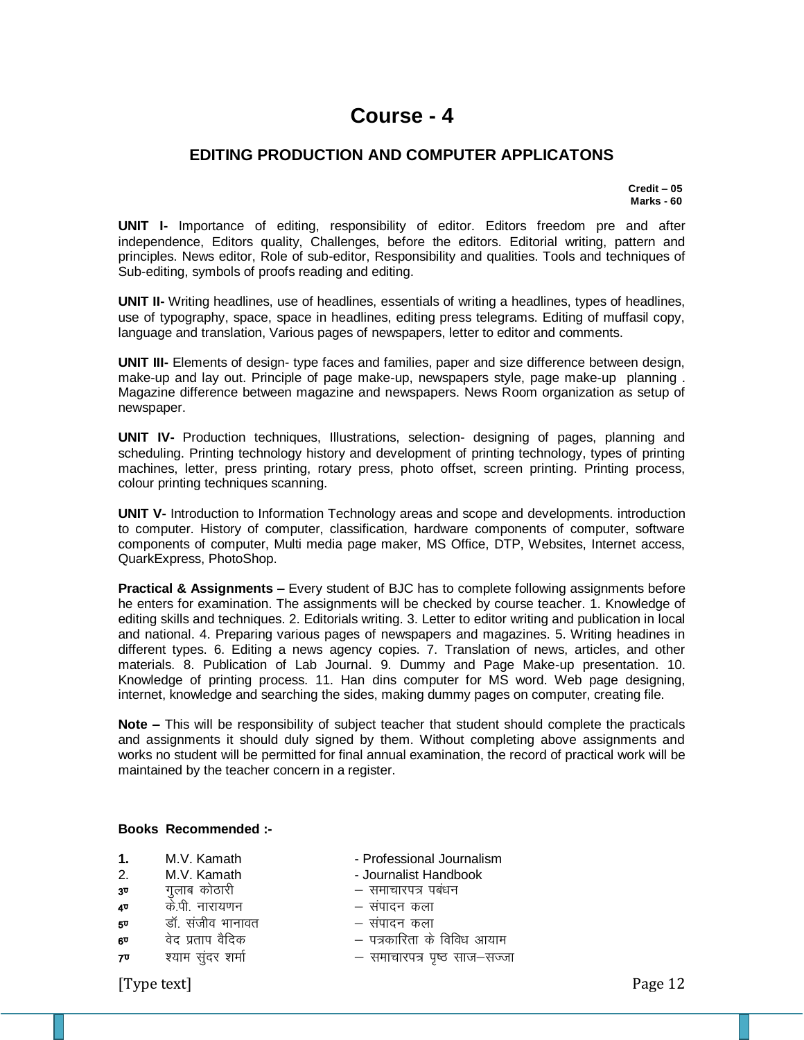# Course - 4

## EDITING PRODUCTION AND COMPUTER APPLICATONS

**Credit – 05**
**Marks - 60**

**UNIT I-** Importance of editing, responsibility of editor. Editors freedom pre and after independence, Editors quality, Challenges, before the editors. Editorial writing, pattern and principles. News editor, Role of sub-editor, Responsibility and qualities. Tools and techniques of Sub-editing, symbols of proofs reading and editing.

**UNIT II-** Writing headlines, use of headlines, essentials of writing a headlines, types of headlines, use of typography, space, space in headlines, editing press telegrams. Editing of muffasil copy, language and translation, Various pages of newspapers, letter to editor and comments.

**UNIT III-** Elements of design- type faces and families, paper and size difference between design, make-up and lay out. Principle of page make-up, newspapers style, page make-up planning . Magazine difference between magazine and newspapers. News Room organization as setup of newspaper.

**UNIT IV-** Production techniques, Illustrations, selection- designing of pages, planning and scheduling. Printing technology history and development of printing technology, types of printing machines, letter, press printing, rotary press, photo offset, screen printing. Printing process, colour printing techniques scanning.

**UNIT V-** Introduction to Information Technology areas and scope and developments. introduction to computer. History of computer, classification, hardware components of computer, software components of computer, Multi media page maker, MS Office, DTP, Websites, Internet access, QuarkExpress, PhotoShop.

**Practical & Assignments –** Every student of BJC has to complete following assignments before he enters for examination. The assignments will be checked by course teacher. 1. Knowledge of editing skills and techniques. 2. Editorials writing. 3. Letter to editor writing and publication in local and national. 4. Preparing various pages of newspapers and magazines. 5. Writing headines in different types. 6. Editing a news agency copies. 7. Translation of news, articles, and other materials. 8. Publication of Lab Journal. 9. Dummy and Page Make-up presentation. 10. Knowledge of printing process. 11. Han dins computer for MS word. Web page designing, internet, knowledge and searching the sides, making dummy pages on computer, creating file.

**Note –** This will be responsibility of subject teacher that student should complete the practicals and assignments it should duly signed by them. Without completing above assignments and works no student will be permitted for final annual examination, the record of practical work will be maintained by the teacher concern in a register.

**Books Recommended :-**

1. M.V. Kamath - Professional Journalism
2. M.V. Kamath - Journalist Handbook
3. गुलाब कोठारी – समाचारपत्र पबंधन
4. के.पी. नारायणन – संपादन कला
5. डॉ. संजीव भानावत – संपादन कला
6. वेद प्रताप वैदिक – पत्रकारिता के विविध आयाम
7. श्याम सुंदर शर्मा – समाचारपत्र पृष्ठ साज–सज्जा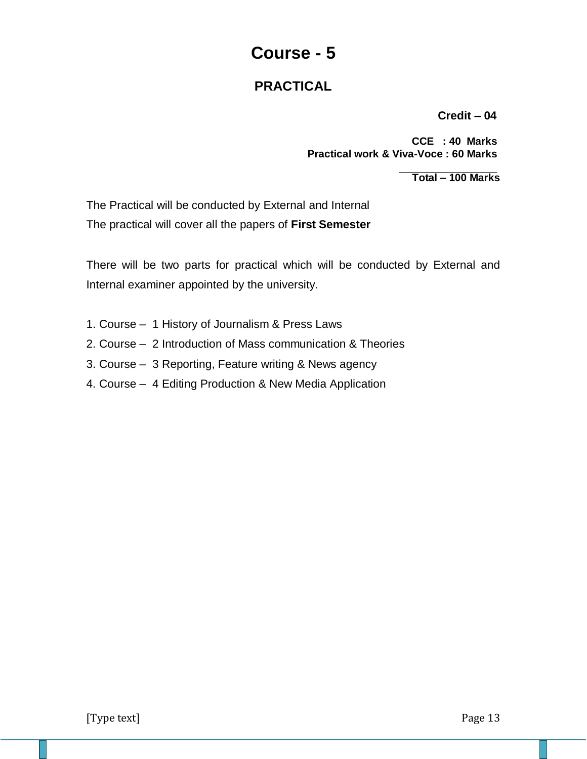# Course - 5

## PRACTICAL

**Credit – 04**

**CCE : 40 Marks**
**Practical work & Viva-Voce : 60 Marks**

**Total – 100 Marks**

The Practical will be conducted by External and Internal
The practical will cover all the papers of **First Semester**

There will be two parts for practical which will be conducted by External and Internal examiner appointed by the university.

1. Course – 1 History of Journalism & Press Laws
2. Course – 2 Introduction of Mass communication & Theories
3. Course – 3 Reporting, Feature writing & News agency
4. Course – 4 Editing Production & New Media Application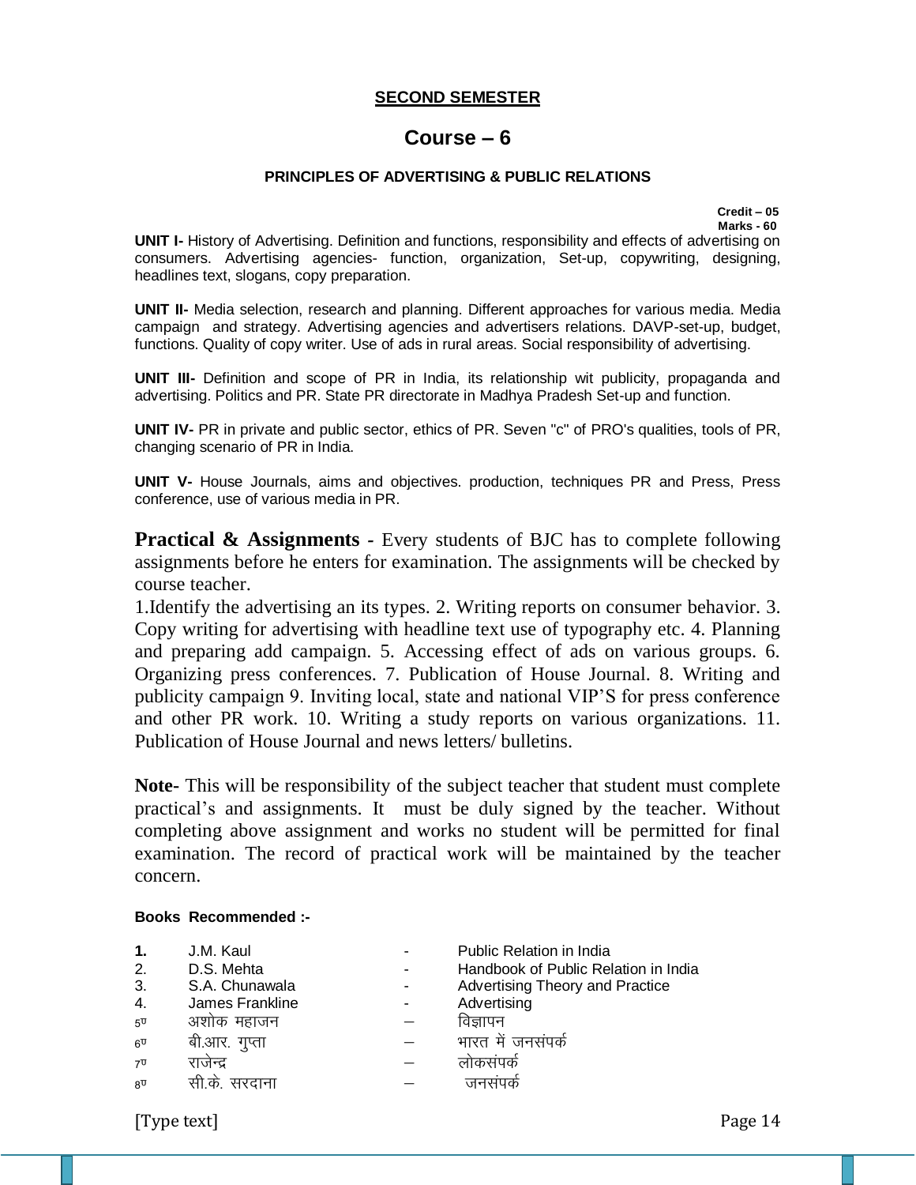## SECOND SEMESTER

# Course – 6

### PRINCIPLES OF ADVERTISING & PUBLIC RELATIONS

**Credit – 05**
**Marks - 60**

**UNIT I-** History of Advertising. Definition and functions, responsibility and effects of advertising on consumers. Advertising agencies- function, organization, Set-up, copywriting, designing, headlines text, slogans, copy preparation.

**UNIT II-** Media selection, research and planning. Different approaches for various media. Media campaign and strategy. Advertising agencies and advertisers relations. DAVP-set-up, budget, functions. Quality of copy writer. Use of ads in rural areas. Social responsibility of advertising.

**UNIT III-** Definition and scope of PR in India, its relationship wit publicity, propaganda and advertising. Politics and PR. State PR directorate in Madhya Pradesh Set-up and function.

**UNIT IV-** PR in private and public sector, ethics of PR. Seven "c" of PRO's qualities, tools of PR, changing scenario of PR in India.

**UNIT V-** House Journals, aims and objectives. production, techniques PR and Press, Press conference, use of various media in PR.

**Practical & Assignments** - Every students of BJC has to complete following assignments before he enters for examination. The assignments will be checked by course teacher.

1.Identify the advertising an its types. 2. Writing reports on consumer behavior. 3. Copy writing for advertising with headline text use of typography etc. 4. Planning and preparing add campaign. 5. Accessing effect of ads on various groups. 6. Organizing press conferences. 7. Publication of House Journal. 8. Writing and publicity campaign 9. Inviting local, state and national VIP'S for press conference and other PR work. 10. Writing a study reports on various organizations. 11. Publication of House Journal and news letters/ bulletins.

**Note-** This will be responsibility of the subject teacher that student must complete practical's and assignments. It must be duly signed by the teacher. Without completing above assignment and works no student will be permitted for final examination. The record of practical work will be maintained by the teacher concern.

**Books Recommended :-**

| | | | |
|---|---|---|---|
| **1.** | J.M. Kaul | - | Public Relation in India |
| 2. | D.S. Mehta | - | Handbook of Public Relation in India |
| 3. | S.A. Chunawala | - | Advertising Theory and Practice |
| 4. | James Frankline | - | Advertising |
| 5. | अशोक महाजन | – | विज्ञापन |
| 6. | बी.आर. गुप्ता | – | भारत में जनसंपर्क |
| 7. | राजेन्द्र | – | लोकसंपर्क |
| 8. | सी.के. सरदाना | – | जनसंपर्क |

[Type text]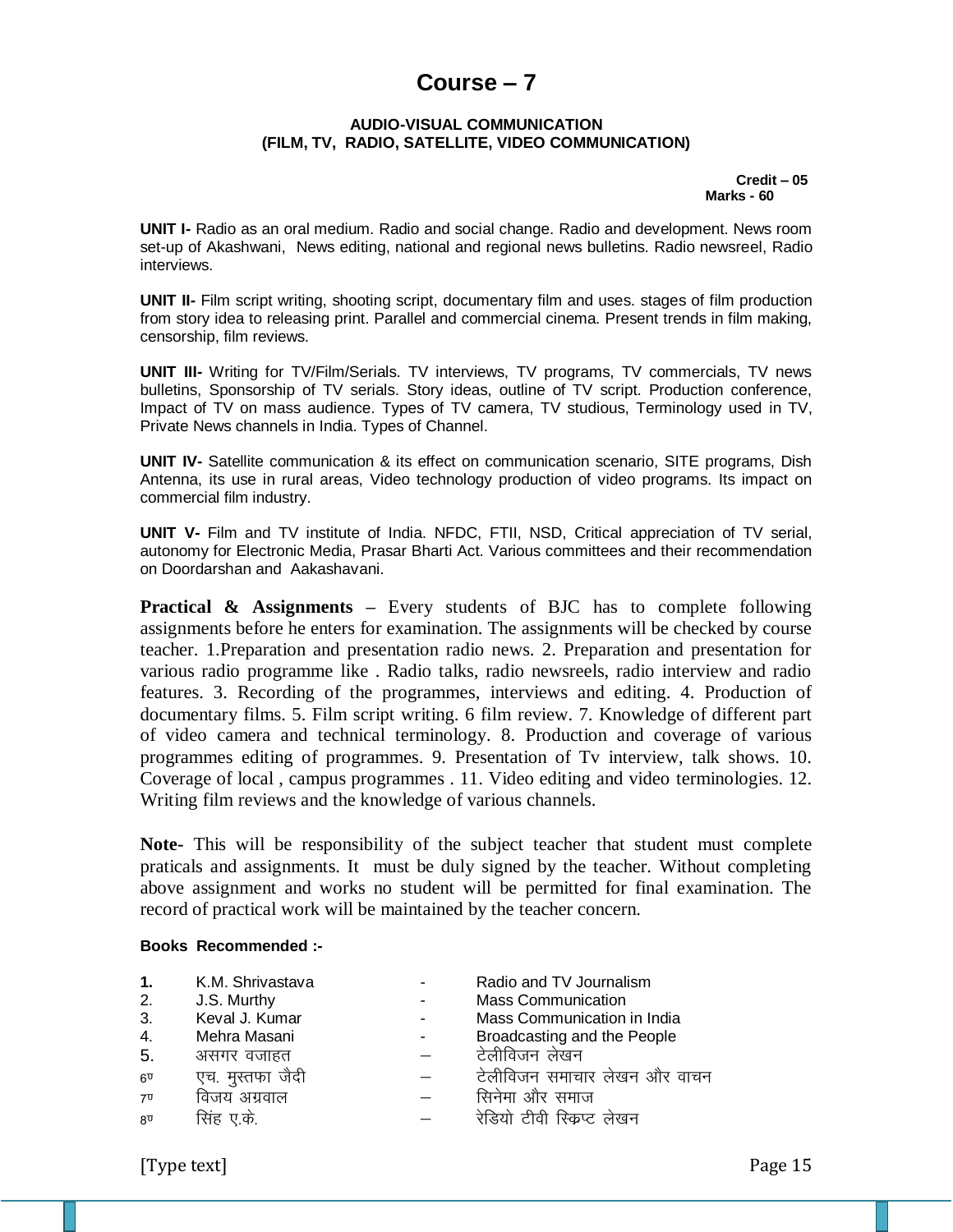# Course – 7

### AUDIO-VISUAL COMMUNICATION
### (FILM, TV, RADIO, SATELLITE, VIDEO COMMUNICATION)

**Credit – 05**
**Marks - 60**

**UNIT I-** Radio as an oral medium. Radio and social change. Radio and development. News room set-up of Akashwani, News editing, national and regional news bulletins. Radio newsreel, Radio interviews.

**UNIT II-** Film script writing, shooting script, documentary film and uses. stages of film production from story idea to releasing print. Parallel and commercial cinema. Present trends in film making, censorship, film reviews.

**UNIT III-** Writing for TV/Film/Serials. TV interviews, TV programs, TV commercials, TV news bulletins, Sponsorship of TV serials. Story ideas, outline of TV script. Production conference, Impact of TV on mass audience. Types of TV camera, TV studious, Terminology used in TV, Private News channels in India. Types of Channel.

**UNIT IV-** Satellite communication & its effect on communication scenario, SITE programs, Dish Antenna, its use in rural areas, Video technology production of video programs. Its impact on commercial film industry.

**UNIT V-** Film and TV institute of India. NFDC, FTII, NSD, Critical appreciation of TV serial, autonomy for Electronic Media, Prasar Bharti Act. Various committees and their recommendation on Doordarshan and Aakashavani.

**Practical & Assignments** – Every students of BJC has to complete following assignments before he enters for examination. The assignments will be checked by course teacher. 1.Preparation and presentation radio news. 2. Preparation and presentation for various radio programme like . Radio talks, radio newsreels, radio interview and radio features. 3. Recording of the programmes, interviews and editing. 4. Production of documentary films. 5. Film script writing. 6 film review. 7. Knowledge of different part of video camera and technical terminology. 8. Production and coverage of various programmes editing of programmes. 9. Presentation of Tv interview, talk shows. 10. Coverage of local , campus programmes . 11. Video editing and video terminologies. 12. Writing film reviews and the knowledge of various channels.

**Note**- This will be responsibility of the subject teacher that student must complete praticals and assignments. It must be duly signed by the teacher. Without completing above assignment and works no student will be permitted for final examination. The record of practical work will be maintained by the teacher concern.

**Books Recommended :-**

| | | | |
|---|---|---|---|
| **1.** | K.M. Shrivastava | - | Radio and TV Journalism |
| 2. | J.S. Murthy | - | Mass Communication |
| 3. | Keval J. Kumar | - | Mass Communication in India |
| 4. | Mehra Masani | - | Broadcasting and the People |
| 5. | असगर वजाहत | – | टेलीविजन लेखन |
| 6. | एच. मुस्तफा जैदी | – | टेलीविजन समाचार लेखन और वाचन |
| 7. | विजय अग्रवाल | – | सिनेमा और समाज |
| 8. | सिंह ए.के. | – | रेडियो टीवी स्क्रिप्ट लेखन |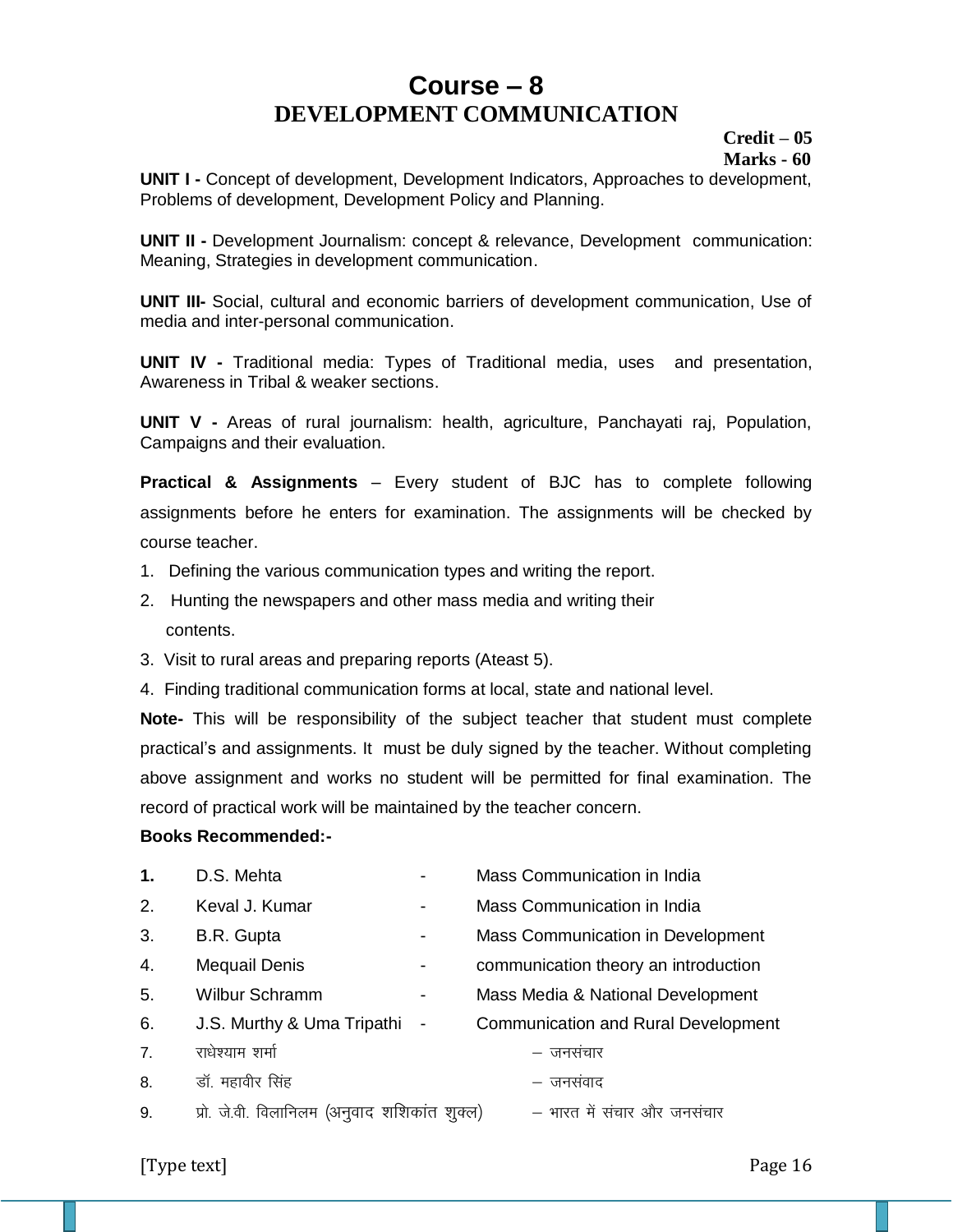# Course – 8
## DEVELOPMENT COMMUNICATION

**Credit – 05**
**Marks - 60**

**UNIT I -** Concept of development, Development Indicators, Approaches to development, Problems of development, Development Policy and Planning.

**UNIT II -** Development Journalism: concept & relevance, Development communication: Meaning, Strategies in development communication.

**UNIT III-** Social, cultural and economic barriers of development communication, Use of media and inter-personal communication.

**UNIT IV -** Traditional media: Types of Traditional media, uses and presentation, Awareness in Tribal & weaker sections.

**UNIT V -** Areas of rural journalism: health, agriculture, Panchayati raj, Population, Campaigns and their evaluation.

**Practical & Assignments** – Every student of BJC has to complete following assignments before he enters for examination. The assignments will be checked by course teacher.

1. Defining the various communication types and writing the report.
2. Hunting the newspapers and other mass media and writing their contents.
3. Visit to rural areas and preparing reports (Ateast 5).
4. Finding traditional communication forms at local, state and national level.

**Note-** This will be responsibility of the subject teacher that student must complete practical's and assignments. It must be duly signed by the teacher. Without completing above assignment and works no student will be permitted for final examination. The record of practical work will be maintained by the teacher concern.

**Books Recommended:-**

| | | | |
|---|---|---|---|
| **1.** | D.S. Mehta | - | Mass Communication in India |
| 2. | Keval J. Kumar | - | Mass Communication in India |
| 3. | B.R. Gupta | - | Mass Communication in Development |
| 4. | Mequail Denis | - | communication theory an introduction |
| 5. | Wilbur Schramm | - | Mass Media & National Development |
| 6. | J.S. Murthy & Uma Tripathi | - | Communication and Rural Development |
| 7. | राधेश्याम शर्मा | – | जनसंचार |
| 8. | डॉ. महावीर सिंह | – | जनसंवाद |
| 9. | प्रो. जे.वी. विलानिलम (अनुवाद शशिकांत शुक्ल) | – | भारत में संचार और जनसंचार |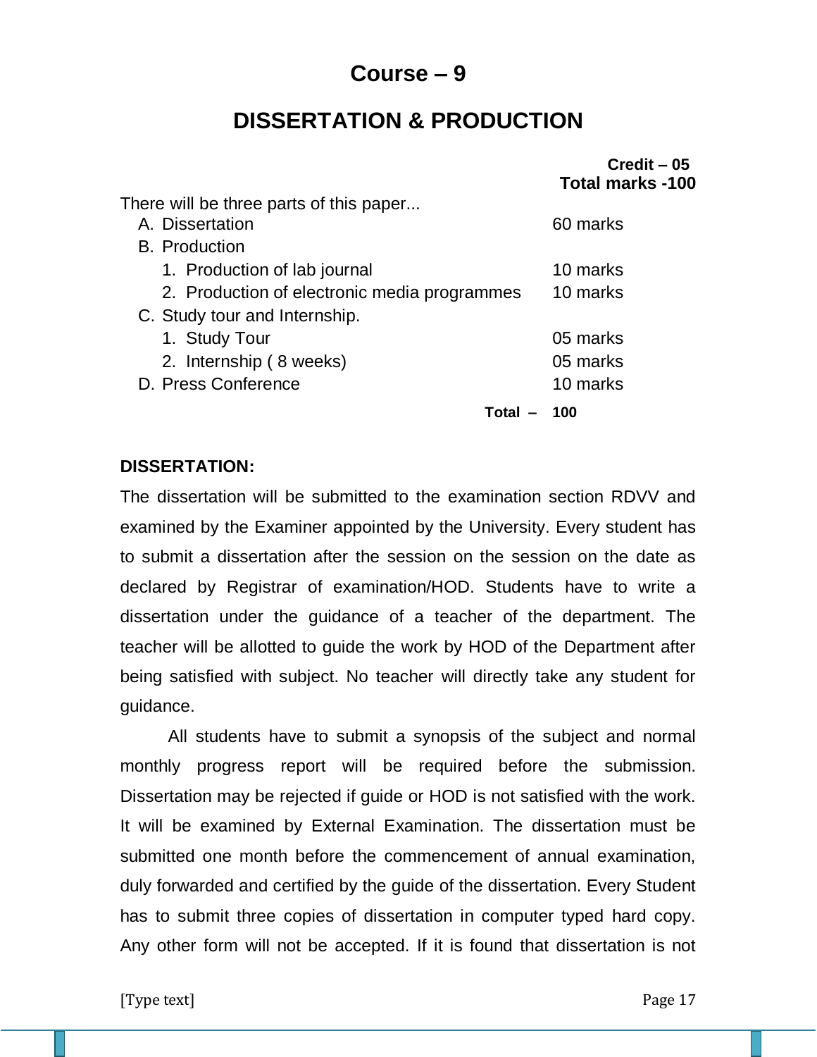# Course – 9

## DISSERTATION & PRODUCTION

**Credit – 05**
**Total marks -100**

There will be three parts of this paper...

A. Dissertation — 60 marks

B. Production
   1. Production of lab journal — 10 marks
   2. Production of electronic media programmes — 10 marks

C. Study tour and Internship.
   1. Study Tour — 05 marks
   2. Internship ( 8 weeks) — 05 marks

D. Press Conference — 10 marks

**Total – 100**

**DISSERTATION:**

The dissertation will be submitted to the examination section RDVV and examined by the Examiner appointed by the University. Every student has to submit a dissertation after the session on the session on the date as declared by Registrar of examination/HOD. Students have to write a dissertation under the guidance of a teacher of the department. The teacher will be allotted to guide the work by HOD of the Department after being satisfied with subject. No teacher will directly take any student for guidance.

All students have to submit a synopsis of the subject and normal monthly progress report will be required before the submission. Dissertation may be rejected if guide or HOD is not satisfied with the work. It will be examined by External Examination. The dissertation must be submitted one month before the commencement of annual examination, duly forwarded and certified by the guide of the dissertation. Every Student has to submit three copies of dissertation in computer typed hard copy. Any other form will not be accepted. If it is found that dissertation is not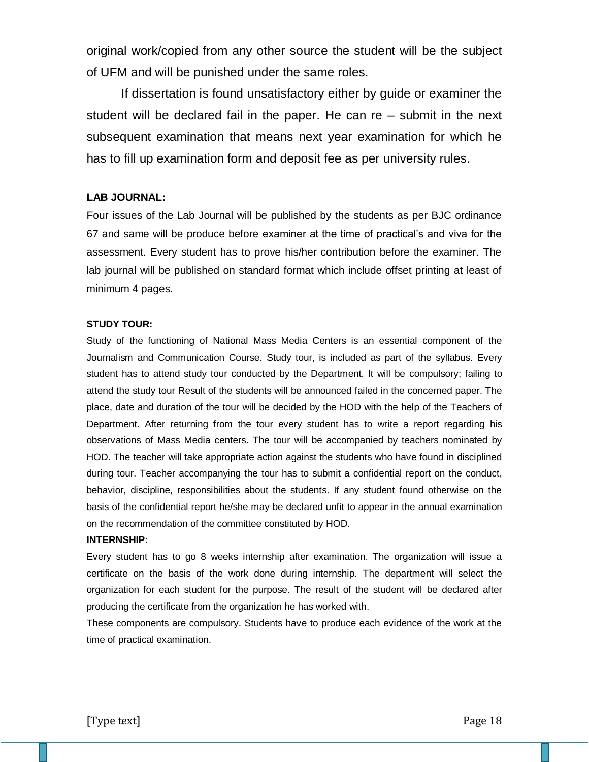original work/copied from any other source the student will be the subject of UFM and will be punished under the same roles.

If dissertation is found unsatisfactory either by guide or examiner the student will be declared fail in the paper. He can re – submit in the next subsequent examination that means next year examination for which he has to fill up examination form and deposit fee as per university rules.

**LAB JOURNAL:**

Four issues of the Lab Journal will be published by the students as per BJC ordinance 67 and same will be produce before examiner at the time of practical's and viva for the assessment. Every student has to prove his/her contribution before the examiner. The lab journal will be published on standard format which include offset printing at least of minimum 4 pages.

**STUDY TOUR:**

Study of the functioning of National Mass Media Centers is an essential component of the Journalism and Communication Course. Study tour, is included as part of the syllabus. Every student has to attend study tour conducted by the Department. It will be compulsory; failing to attend the study tour Result of the students will be announced failed in the concerned paper. The place, date and duration of the tour will be decided by the HOD with the help of the Teachers of Department. After returning from the tour every student has to write a report regarding his observations of Mass Media centers. The tour will be accompanied by teachers nominated by HOD. The teacher will take appropriate action against the students who have found in disciplined during tour. Teacher accompanying the tour has to submit a confidential report on the conduct, behavior, discipline, responsibilities about the students. If any student found otherwise on the basis of the confidential report he/she may be declared unfit to appear in the annual examination on the recommendation of the committee constituted by HOD.

**INTERNSHIP:**

Every student has to go 8 weeks internship after examination. The organization will issue a certificate on the basis of the work done during internship. The department will select the organization for each student for the purpose. The result of the student will be declared after producing the certificate from the organization he has worked with.

These components are compulsory. Students have to produce each evidence of the work at the time of practical examination.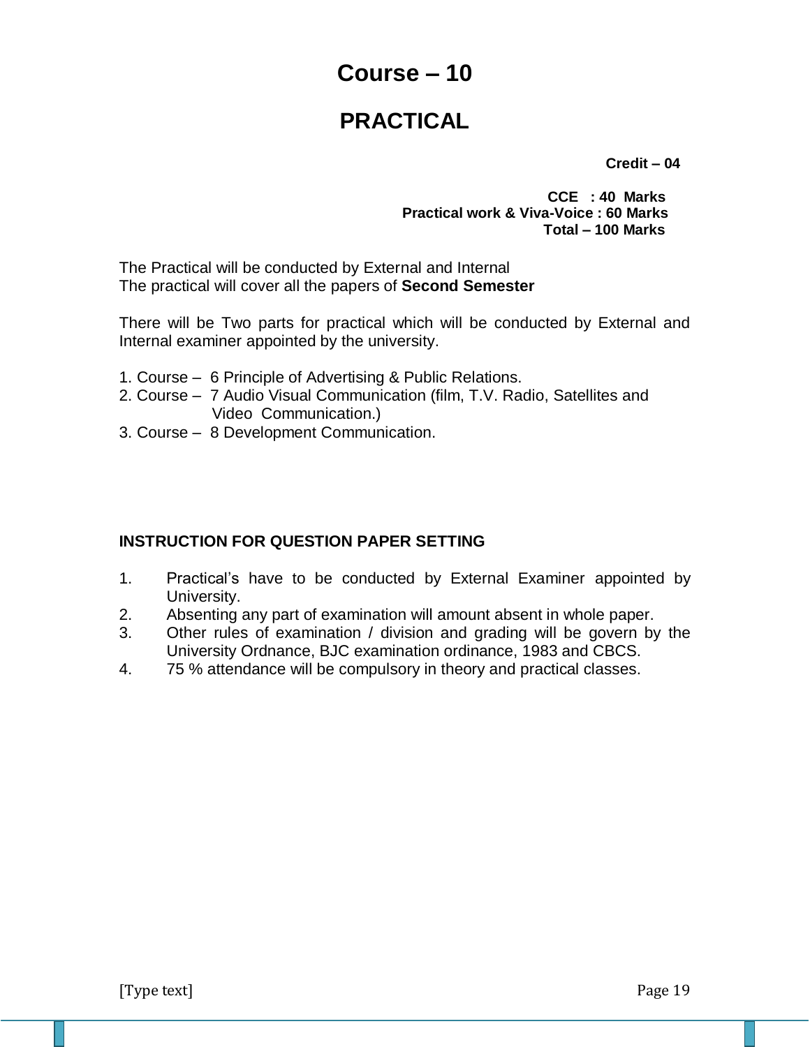# Course – 10

# PRACTICAL

**Credit – 04**

**CCE : 40 Marks**
**Practical work & Viva-Voice : 60 Marks**
**Total – 100 Marks**

The Practical will be conducted by External and Internal
The practical will cover all the papers of **Second Semester**

There will be Two parts for practical which will be conducted by External and Internal examiner appointed by the university.

1. Course – 6 Principle of Advertising & Public Relations.
2. Course – 7 Audio Visual Communication (film, T.V. Radio, Satellites and Video Communication.)
3. Course – 8 Development Communication.

**INSTRUCTION FOR QUESTION PAPER SETTING**

1. Practical's have to be conducted by External Examiner appointed by University.
2. Absenting any part of examination will amount absent in whole paper.
3. Other rules of examination / division and grading will be govern by the University Ordnance, BJC examination ordinance, 1983 and CBCS.
4. 75 % attendance will be compulsory in theory and practical classes.